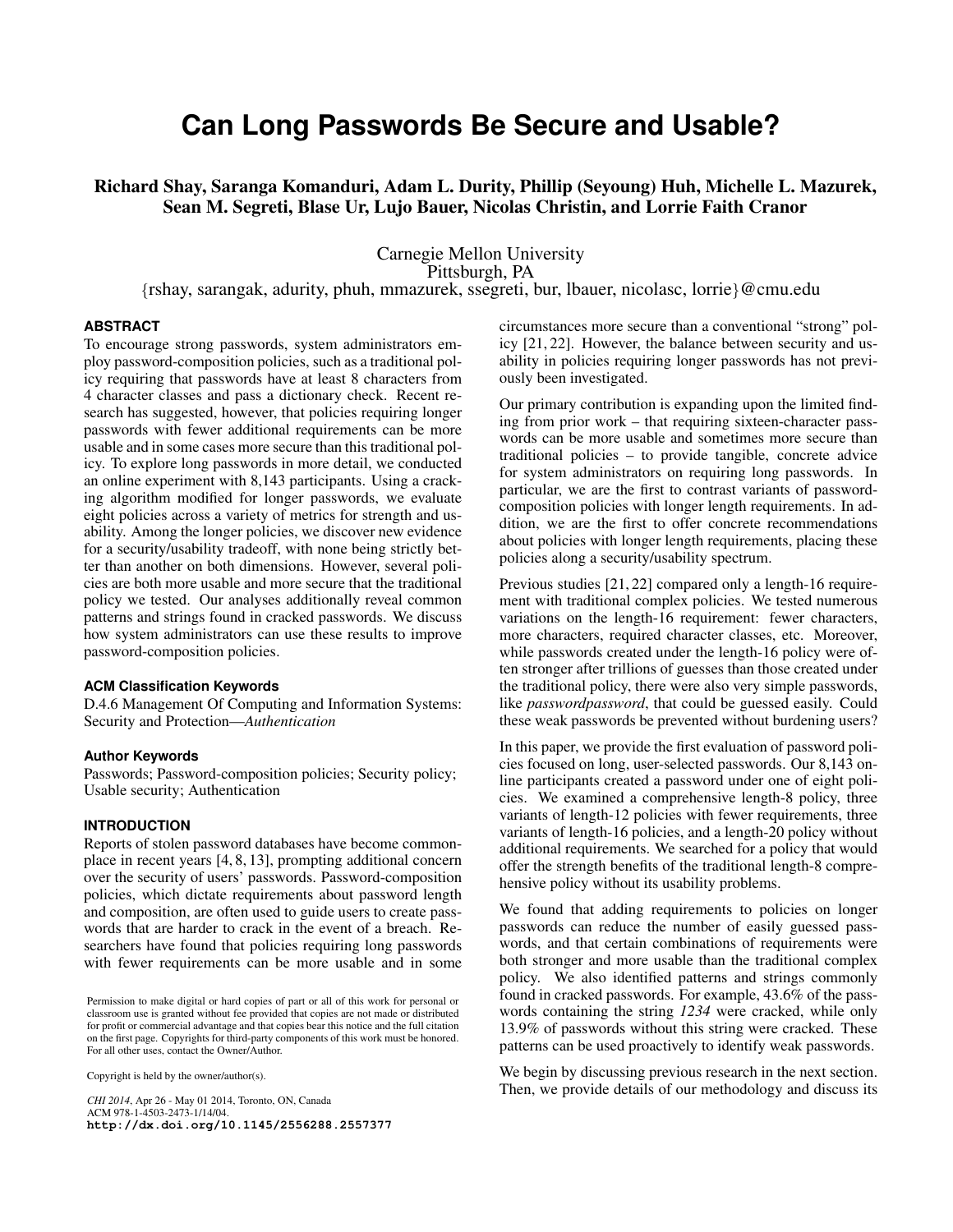# Can Long Passwords Be Secure and Usable?

**Richard Shay, Saranga Komanduri, Adam L. Durity, Phillip (Seyoung) Huh, Michelle L. Mazurek, Sean M. Segreti, Blase Ur, Lujo Bauer, Nicolas Christin, and Lorrie Faith Cranor**

Carnegie Mellon University
Pittsburgh, PA
{rshay, sarangak, adurity, phuh, mmazurek, ssegreti, bur, lbauer, nicolasc, lorrie}@cmu.edu

### ABSTRACT

To encourage strong passwords, system administrators employ password-composition policies, such as a traditional policy requiring that passwords have at least 8 characters from 4 character classes and pass a dictionary check. Recent research has suggested, however, that policies requiring longer passwords with fewer additional requirements can be more usable and in some cases more secure than this traditional policy. To explore long passwords in more detail, we conducted an online experiment with 8,143 participants. Using a cracking algorithm modified for longer passwords, we evaluate eight policies across a variety of metrics for strength and usability. Among the longer policies, we discover new evidence for a security/usability tradeoff, with none being strictly better than another on both dimensions. However, several policies are both more usable and more secure that the traditional policy we tested. Our analyses additionally reveal common patterns and strings found in cracked passwords. We discuss how system administrators can use these results to improve password-composition policies.

### ACM Classification Keywords

D.4.6 Management Of Computing and Information Systems: Security and Protection—*Authentication*

### Author Keywords

Passwords; Password-composition policies; Security policy; Usable security; Authentication

### INTRODUCTION

Reports of stolen password databases have become commonplace in recent years [4, 8, 13], prompting additional concern over the security of users' passwords. Password-composition policies, which dictate requirements about password length and composition, are often used to guide users to create passwords that are harder to crack in the event of a breach. Researchers have found that policies requiring long passwords with fewer requirements can be more usable and in some circumstances more secure than a conventional "strong" policy [21, 22]. However, the balance between security and usability in policies requiring longer passwords has not previously been investigated.

Our primary contribution is expanding upon the limited finding from prior work – that requiring sixteen-character passwords can be more usable and sometimes more secure than traditional policies – to provide tangible, concrete advice for system administrators on requiring long passwords. In particular, we are the first to contrast variants of password-composition policies with longer length requirements. In addition, we are the first to offer concrete recommendations about policies with longer length requirements, placing these policies along a security/usability spectrum.

Previous studies [21, 22] compared only a length-16 requirement with traditional complex policies. We tested numerous variations on the length-16 requirement: fewer characters, more characters, required character classes, etc. Moreover, while passwords created under the length-16 policy were often stronger after trillions of guesses than those created under the traditional policy, there were also very simple passwords, like *passwordpassword*, that could be guessed easily. Could these weak passwords be prevented without burdening users?

In this paper, we provide the first evaluation of password policies focused on long, user-selected passwords. Our 8,143 online participants created a password under one of eight policies. We examined a comprehensive length-8 policy, three variants of length-12 policies with fewer requirements, three variants of length-16 policies, and a length-20 policy without additional requirements. We searched for a policy that would offer the strength benefits of the traditional length-8 comprehensive policy without its usability problems.

We found that adding requirements to policies on longer passwords can reduce the number of easily guessed passwords, and that certain combinations of requirements were both stronger and more usable than the traditional complex policy. We also identified patterns and strings commonly found in cracked passwords. For example, 43.6% of the passwords containing the string *1234* were cracked, while only 13.9% of passwords without this string were cracked. These patterns can be used proactively to identify weak passwords.

We begin by discussing previous research in the next section. Then, we provide details of our methodology and discuss its

Permission to make digital or hard copies of part or all of this work for personal or classroom use is granted without fee provided that copies are not made or distributed for profit or commercial advantage and that copies bear this notice and the full citation on the first page. Copyrights for third-party components of this work must be honored. For all other uses, contact the Owner/Author.

Copyright is held by the owner/author(s).

*CHI 2014*, Apr 26 - May 01 2014, Toronto, ON, Canada
ACM 978-1-4503-2473-1/14/04.
**http://dx.doi.org/10.1145/2556288.2557377**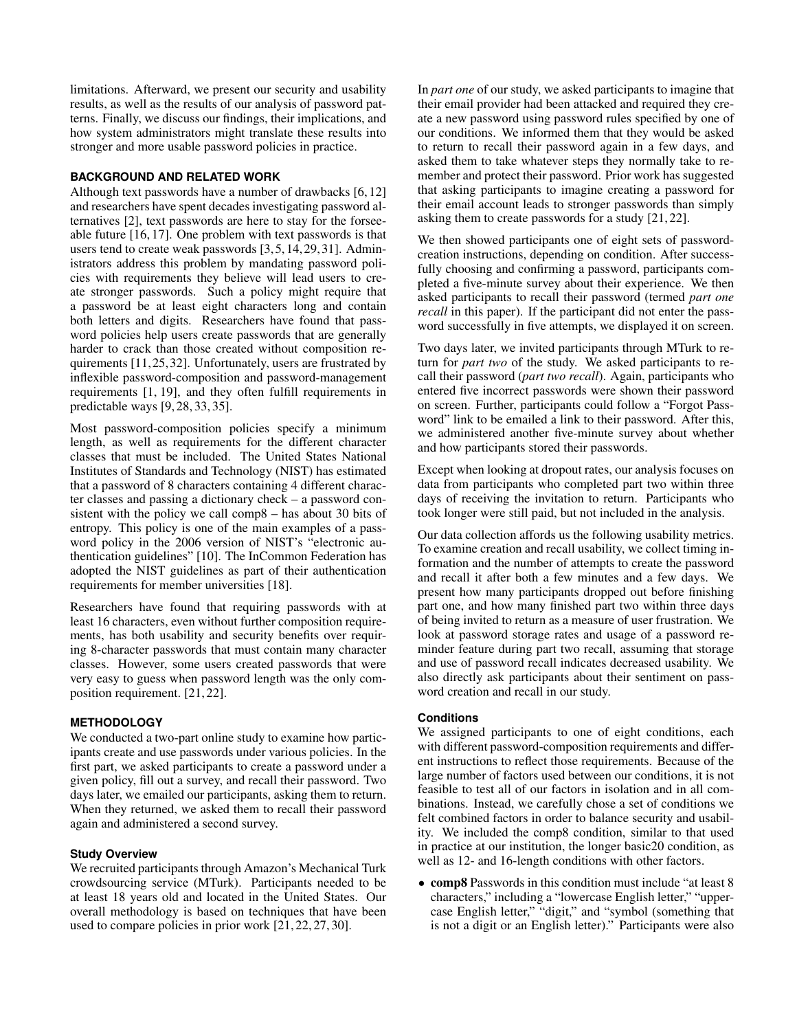limitations. Afterward, we present our security and usability results, as well as the results of our analysis of password patterns. Finally, we discuss our findings, their implications, and how system administrators might translate these results into stronger and more usable password policies in practice.

## BACKGROUND AND RELATED WORK

Although text passwords have a number of drawbacks [6, 12] and researchers have spent decades investigating password alternatives [2], text passwords are here to stay for the forseeable future [16, 17]. One problem with text passwords is that users tend to create weak passwords [3, 5, 14, 29, 31]. Administrators address this problem by mandating password policies with requirements they believe will lead users to create stronger passwords. Such a policy might require that a password be at least eight characters long and contain both letters and digits. Researchers have found that password policies help users create passwords that are generally harder to crack than those created without composition requirements [11, 25, 32]. Unfortunately, users are frustrated by inflexible password-composition and password-management requirements [1, 19], and they often fulfill requirements in predictable ways [9, 28, 33, 35].

Most password-composition policies specify a minimum length, as well as requirements for the different character classes that must be included. The United States National Institutes of Standards and Technology (NIST) has estimated that a password of 8 characters containing 4 different character classes and passing a dictionary check – a password consistent with the policy we call comp8 – has about 30 bits of entropy. This policy is one of the main examples of a password policy in the 2006 version of NIST's "electronic authentication guidelines" [10]. The InCommon Federation has adopted the NIST guidelines as part of their authentication requirements for member universities [18].

Researchers have found that requiring passwords with at least 16 characters, even without further composition requirements, has both usability and security benefits over requiring 8-character passwords that must contain many character classes. However, some users created passwords that were very easy to guess when password length was the only composition requirement. [21, 22].

## METHODOLOGY

We conducted a two-part online study to examine how participants create and use passwords under various policies. In the first part, we asked participants to create a password under a given policy, fill out a survey, and recall their password. Two days later, we emailed our participants, asking them to return. When they returned, we asked them to recall their password again and administered a second survey.

### Study Overview

We recruited participants through Amazon's Mechanical Turk crowdsourcing service (MTurk). Participants needed to be at least 18 years old and located in the United States. Our overall methodology is based on techniques that have been used to compare policies in prior work [21, 22, 27, 30].

In *part one* of our study, we asked participants to imagine that their email provider had been attacked and required they create a new password using password rules specified by one of our conditions. We informed them that they would be asked to return to recall their password again in a few days, and asked them to take whatever steps they normally take to remember and protect their password. Prior work has suggested that asking participants to imagine creating a password for their email account leads to stronger passwords than simply asking them to create passwords for a study [21, 22].

We then showed participants one of eight sets of password-creation instructions, depending on condition. After successfully choosing and confirming a password, participants completed a five-minute survey about their experience. We then asked participants to recall their password (termed *part one recall* in this paper). If the participant did not enter the password successfully in five attempts, we displayed it on screen.

Two days later, we invited participants through MTurk to return for *part two* of the study. We asked participants to recall their password (*part two recall*). Again, participants who entered five incorrect passwords were shown their password on screen. Further, participants could follow a "Forgot Password" link to be emailed a link to their password. After this, we administered another five-minute survey about whether and how participants stored their passwords.

Except when looking at dropout rates, our analysis focuses on data from participants who completed part two within three days of receiving the invitation to return. Participants who took longer were still paid, but not included in the analysis.

Our data collection affords us the following usability metrics. To examine creation and recall usability, we collect timing information and the number of attempts to create the password and recall it after both a few minutes and a few days. We present how many participants dropped out before finishing part one, and how many finished part two within three days of being invited to return as a measure of user frustration. We look at password storage rates and usage of a password reminder feature during part two recall, assuming that storage and use of password recall indicates decreased usability. We also directly ask participants about their sentiment on password creation and recall in our study.

### Conditions

We assigned participants to one of eight conditions, each with different password-composition requirements and different instructions to reflect those requirements. Because of the large number of factors used between our conditions, it is not feasible to test all of our factors in isolation and in all combinations. Instead, we carefully chose a set of conditions we felt combined factors in order to balance security and usability. We included the comp8 condition, similar to that used in practice at our institution, the longer basic20 condition, as well as 12- and 16-length conditions with other factors.

- **comp8** Passwords in this condition must include "at least 8 characters," including a "lowercase English letter," "uppercase English letter," "digit," and "symbol (something that is not a digit or an English letter)." Participants were also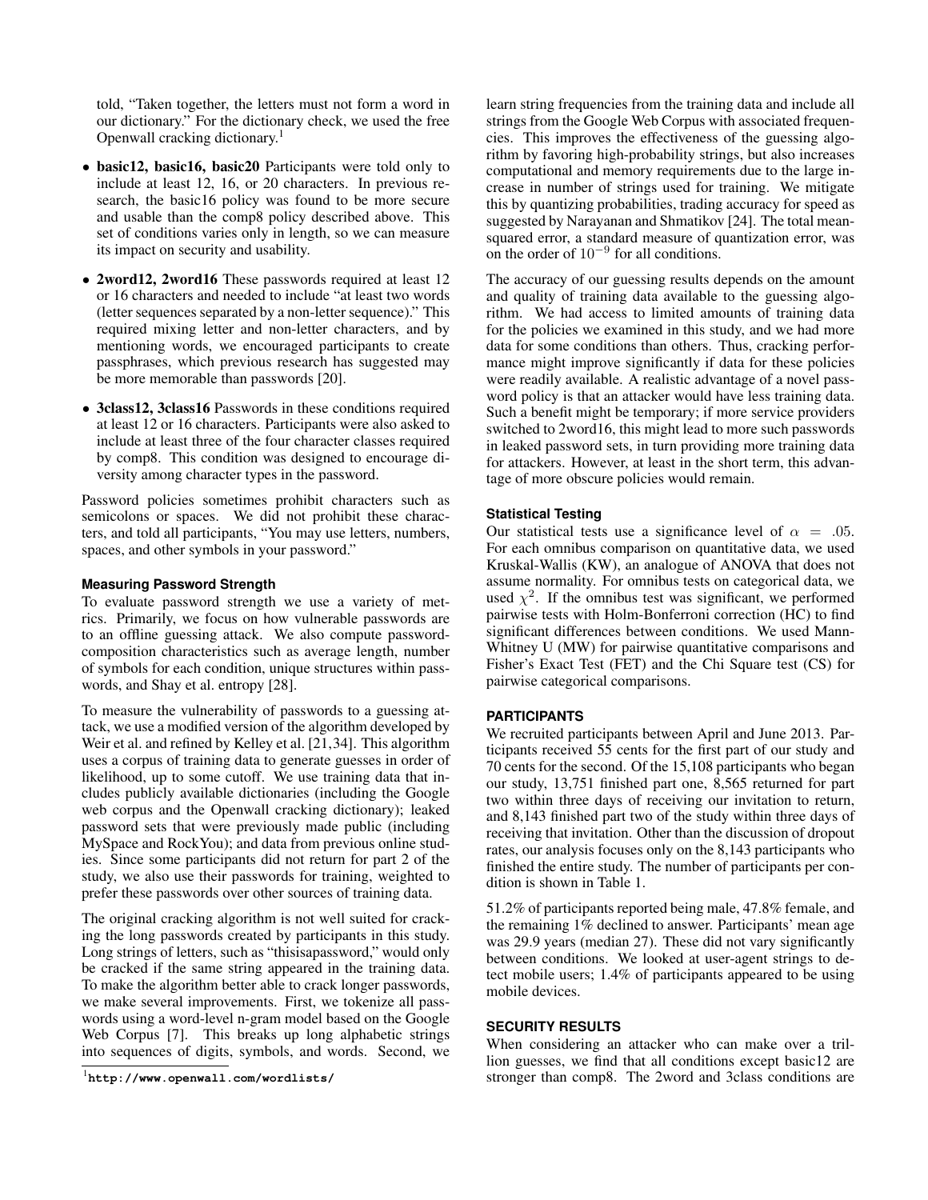told, "Taken together, the letters must not form a word in our dictionary." For the dictionary check, we used the free Openwall cracking dictionary.[1]

- **basic12, basic16, basic20** Participants were told only to include at least 12, 16, or 20 characters. In previous research, the basic16 policy was found to be more secure and usable than the comp8 policy described above. This set of conditions varies only in length, so we can measure its impact on security and usability.
- **2word12, 2word16** These passwords required at least 12 or 16 characters and needed to include "at least two words (letter sequences separated by a non-letter sequence)." This required mixing letter and non-letter characters, and by mentioning words, we encouraged participants to create passphrases, which previous research has suggested may be more memorable than passwords [20].
- **3class12, 3class16** Passwords in these conditions required at least 12 or 16 characters. Participants were also asked to include at least three of the four character classes required by comp8. This condition was designed to encourage diversity among character types in the password.

Password policies sometimes prohibit characters such as semicolons or spaces. We did not prohibit these characters, and told all participants, "You may use letters, numbers, spaces, and other symbols in your password."

### Measuring Password Strength

To evaluate password strength we use a variety of metrics. Primarily, we focus on how vulnerable passwords are to an offline guessing attack. We also compute password-composition characteristics such as average length, number of symbols for each condition, unique structures within passwords, and Shay et al. entropy [28].

To measure the vulnerability of passwords to a guessing attack, we use a modified version of the algorithm developed by Weir et al. and refined by Kelley et al. [21,34]. This algorithm uses a corpus of training data to generate guesses in order of likelihood, up to some cutoff. We use training data that includes publicly available dictionaries (including the Google web corpus and the Openwall cracking dictionary); leaked password sets that were previously made public (including MySpace and RockYou); and data from previous online studies. Since some participants did not return for part 2 of the study, we also use their passwords for training, weighted to prefer these passwords over other sources of training data.

The original cracking algorithm is not well suited for cracking the long passwords created by participants in this study. Long strings of letters, such as "thisisapassword," would only be cracked if the same string appeared in the training data. To make the algorithm better able to crack longer passwords, we make several improvements. First, we tokenize all passwords using a word-level n-gram model based on the Google Web Corpus [7]. This breaks up long alphabetic strings into sequences of digits, symbols, and words. Second, we learn string frequencies from the training data and include all strings from the Google Web Corpus with associated frequencies. This improves the effectiveness of the guessing algorithm by favoring high-probability strings, but also increases computational and memory requirements due to the large increase in number of strings used for training. We mitigate this by quantizing probabilities, trading accuracy for speed as suggested by Narayanan and Shmatikov [24]. The total mean-squared error, a standard measure of quantization error, was on the order of $10^{-9}$ for all conditions.

The accuracy of our guessing results depends on the amount and quality of training data available to the guessing algorithm. We had access to limited amounts of training data for the policies we examined in this study, and we had more data for some conditions than others. Thus, cracking performance might improve significantly if data for these policies were readily available. A realistic advantage of a novel password policy is that an attacker would have less training data. Such a benefit might be temporary; if more service providers switched to 2word16, this might lead to more such passwords in leaked password sets, in turn providing more training data for attackers. However, at least in the short term, this advantage of more obscure policies would remain.

### Statistical Testing

Our statistical tests use a significance level of $\alpha = .05$. For each omnibus comparison on quantitative data, we used Kruskal-Wallis (KW), an analogue of ANOVA that does not assume normality. For omnibus tests on categorical data, we used $\chi^2$. If the omnibus test was significant, we performed pairwise tests with Holm-Bonferroni correction (HC) to find significant differences between conditions. We used Mann-Whitney U (MW) for pairwise quantitative comparisons and Fisher's Exact Test (FET) and the Chi Square test (CS) for pairwise categorical comparisons.

## PARTICIPANTS

We recruited participants between April and June 2013. Participants received 55 cents for the first part of our study and 70 cents for the second. Of the 15,108 participants who began our study, 13,751 finished part one, 8,565 returned for part two within three days of receiving our invitation to return, and 8,143 finished part two of the study within three days of receiving that invitation. Other than the discussion of dropout rates, our analysis focuses only on the 8,143 participants who finished the entire study. The number of participants per condition is shown in Table 1.

51.2% of participants reported being male, 47.8% female, and the remaining 1% declined to answer. Participants' mean age was 29.9 years (median 27). These did not vary significantly between conditions. We looked at user-agent strings to detect mobile users; 1.4% of participants appeared to be using mobile devices.

## SECURITY RESULTS

When considering an attacker who can make over a trillion guesses, we find that all conditions except basic12 are stronger than comp8. The 2word and 3class conditions are

[1] `http://www.openwall.com/wordlists/`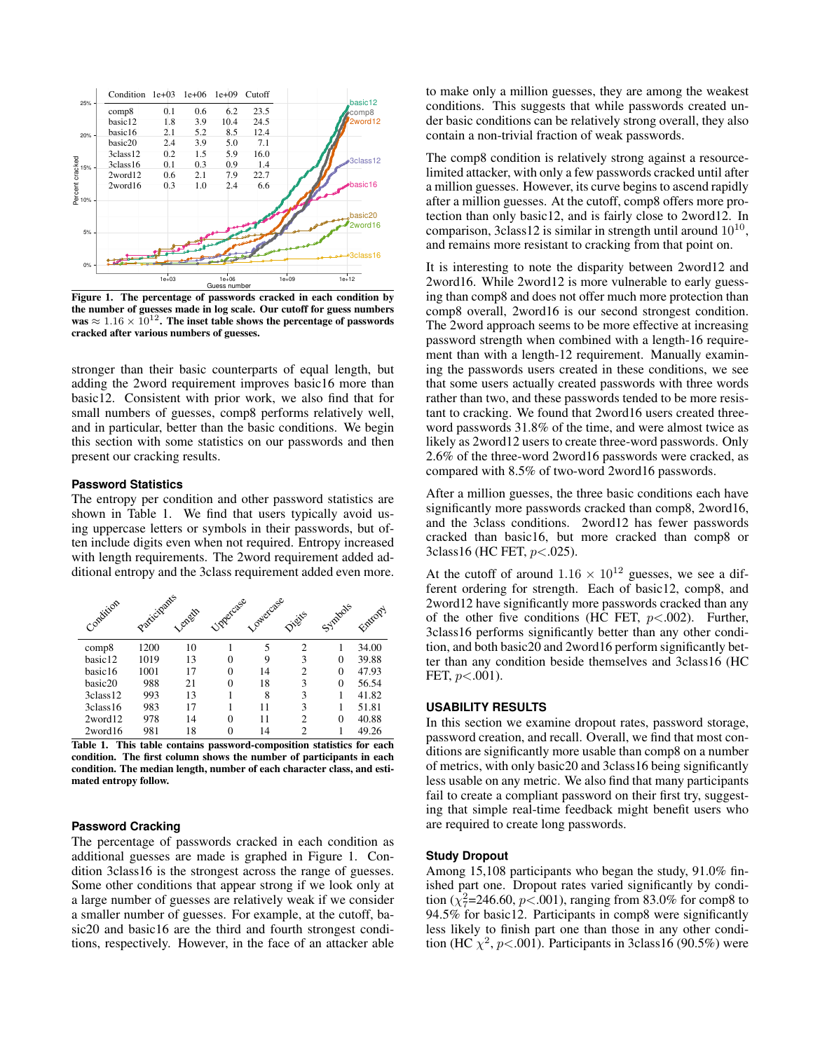| Condition | 1e+03 | 1e+06 | 1e+09 | Cutoff |
|---|---|---|---|---|
| comp8 | 0.1 | 0.6 | 6.2 | 23.5 |
| basic12 | 1.8 | 3.9 | 10.4 | 24.5 |
| basic16 | 2.1 | 5.2 | 8.5 | 12.4 |
| basic20 | 2.4 | 3.9 | 5.0 | 7.1 |
| 3class12 | 0.2 | 1.5 | 5.9 | 16.0 |
| 3class16 | 0.1 | 0.3 | 0.9 | 1.4 |
| 2word12 | 0.6 | 2.1 | 7.9 | 22.7 |
| 2word16 | 0.3 | 1.0 | 2.4 | 6.6 |

**Figure 1. The percentage of passwords cracked in each condition by the number of guesses made in log scale. Our cutoff for guess numbers was $\approx 1.16 \times 10^{12}$. The inset table shows the percentage of passwords cracked after various numbers of guesses.**

stronger than their basic counterparts of equal length, but adding the 2word requirement improves basic16 more than basic12. Consistent with prior work, we also find that for small numbers of guesses, comp8 performs relatively well, and in particular, better than the basic conditions. We begin this section with some statistics on our passwords and then present our cracking results.

### Password Statistics

The entropy per condition and other password statistics are shown in Table 1. We find that users typically avoid using uppercase letters or symbols in their passwords, but often include digits even when not required. Entropy increased with length requirements. The 2word requirement added additional entropy and the 3class requirement added even more.

| Condition | Participants | Length | Uppercase | Lowercase | Digits | Symbols | Entropy |
|---|---|---|---|---|---|---|---|
| comp8 | 1200 | 10 | 1 | 5 | 2 | 1 | 34.00 |
| basic12 | 1019 | 13 | 0 | 9 | 3 | 0 | 39.88 |
| basic16 | 1001 | 17 | 0 | 14 | 2 | 0 | 47.93 |
| basic20 | 988 | 21 | 0 | 18 | 3 | 0 | 56.54 |
| 3class12 | 993 | 13 | 1 | 8 | 3 | 1 | 41.82 |
| 3class16 | 983 | 17 | 1 | 11 | 3 | 1 | 51.81 |
| 2word12 | 978 | 14 | 0 | 11 | 2 | 0 | 40.88 |
| 2word16 | 981 | 18 | 0 | 14 | 2 | 1 | 49.26 |

**Table 1. This table contains password-composition statistics for each condition. The first column shows the number of participants in each condition. The median length, number of each character class, and estimated entropy follow.**

### Password Cracking

The percentage of passwords cracked in each condition as additional guesses are made is graphed in Figure 1. Condition 3class16 is the strongest across the range of guesses. Some other conditions that appear strong if we look only at a large number of guesses are relatively weak if we consider a smaller number of guesses. For example, at the cutoff, basic20 and basic16 are the third and fourth strongest conditions, respectively. However, in the face of an attacker able to make only a million guesses, they are among the weakest conditions. This suggests that while passwords created under basic conditions can be relatively strong overall, they also contain a non-trivial fraction of weak passwords.

The comp8 condition is relatively strong against a resource-limited attacker, with only a few passwords cracked until after a million guesses. However, its curve begins to ascend rapidly after a million guesses. At the cutoff, comp8 offers more protection than only basic12, and is fairly close to 2word12. In comparison, 3class12 is similar in strength until around $10^{10}$, and remains more resistant to cracking from that point on.

It is interesting to note the disparity between 2word12 and 2word16. While 2word12 is more vulnerable to early guessing than comp8 and does not offer much more protection than comp8 overall, 2word16 is our second strongest condition. The 2word approach seems to be more effective at increasing password strength when combined with a length-16 requirement than with a length-12 requirement. Manually examining the passwords users created in these conditions, we see that some users actually created passwords with three words rather than two, and these passwords tended to be more resistant to cracking. We found that 2word16 users created three-word passwords 31.8% of the time, and were almost twice as likely as 2word12 users to create three-word passwords. Only 2.6% of the three-word 2word16 passwords were cracked, as compared with 8.5% of two-word 2word16 passwords.

After a million guesses, the three basic conditions each have significantly more passwords cracked than comp8, 2word16, and the 3class conditions. 2word12 has fewer passwords cracked than basic16, but more cracked than comp8 or 3class16 (HC FET, $p<.025$).

At the cutoff of around $1.16 \times 10^{12}$ guesses, we see a different ordering for strength. Each of basic12, comp8, and 2word12 have significantly more passwords cracked than any of the other five conditions (HC FET, $p<.002$). Further, 3class16 performs significantly better than any other condition, and both basic20 and 2word16 perform significantly better than any condition beside themselves and 3class16 (HC FET, $p<.001$).

## USABILITY RESULTS

In this section we examine dropout rates, password storage, password creation, and recall. Overall, we find that most conditions are significantly more usable than comp8 on a number of metrics, with only basic20 and 3class16 being significantly less usable on any metric. We also find that many participants fail to create a compliant password on their first try, suggesting that simple real-time feedback might benefit users who are required to create long passwords.

### Study Dropout

Among 15,108 participants who began the study, 91.0% finished part one. Dropout rates varied significantly by condition ($\chi^2_7$=246.60, $p<.001$), ranging from 83.0% for comp8 to 94.5% for basic12. Participants in comp8 were significantly less likely to finish part one than those in any other condition (HC $\chi^2$, $p<.001$). Participants in 3class16 (90.5%) were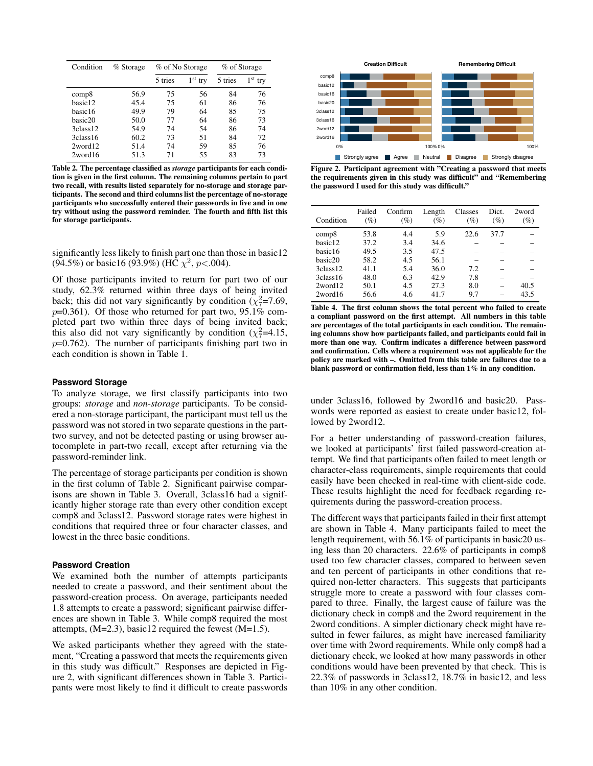| Condition | % Storage | % of No Storage | | % of Storage | |
|---|---|---|---|---|---|
| | | 5 tries | 1st try | 5 tries | 1st try |
| comp8 | 56.9 | 75 | 56 | 84 | 76 |
| basic12 | 45.4 | 75 | 61 | 86 | 76 |
| basic16 | 49.9 | 79 | 64 | 85 | 75 |
| basic20 | 50.0 | 77 | 64 | 86 | 73 |
| 3class12 | 54.9 | 74 | 54 | 86 | 74 |
| 3class16 | 60.2 | 73 | 51 | 84 | 72 |
| 2word12 | 51.4 | 74 | 59 | 85 | 76 |
| 2word16 | 51.3 | 71 | 55 | 83 | 73 |

**Table 2. The percentage classified as *storage* participants for each condition is given in the first column. The remaining columns pertain to part two recall, with results listed separately for no-storage and storage participants. The second and third columns list the percentage of no-storage participants who successfully entered their passwords in five and in one try without using the password reminder. The fourth and fifth list this for storage participants.**

significantly less likely to finish part one than those in basic12 (94.5%) or basic16 (93.9%) (HC $\chi^2$, $p$<.004).

Of those participants invited to return for part two of our study, 62.3% returned within three days of being invited back; this did not vary significantly by condition ($\chi^2_7$=7.69, $p$=0.361). Of those who returned for part two, 95.1% completed part two within three days of being invited back; this also did not vary significantly by condition ($\chi^2_7$=4.15, $p$=0.762). The number of participants finishing part two in each condition is shown in Table 1.

### Password Storage

To analyze storage, we first classify participants into two groups: *storage* and *non-storage* participants. To be considered a non-storage participant, the participant must tell us the password was not stored in two separate questions in the part-two survey, and not be detected pasting or using browser autocomplete in part-two recall, except after returning via the password-reminder link.

The percentage of storage participants per condition is shown in the first column of Table 2. Significant pairwise comparisons are shown in Table 3. Overall, 3class16 had a significantly higher storage rate than every other condition except comp8 and 3class12. Password storage rates were highest in conditions that required three or four character classes, and lowest in the three basic conditions.

### Password Creation

We examined both the number of attempts participants needed to create a password, and their sentiment about the password-creation process. On average, participants needed 1.8 attempts to create a password; significant pairwise differences are shown in Table 3. While comp8 required the most attempts, (M=2.3), basic12 required the fewest (M=1.5).

We asked participants whether they agreed with the statement, "Creating a password that meets the requirements given in this study was difficult." Responses are depicted in Figure 2, with significant differences shown in Table 3. Participants were most likely to find it difficult to create passwords

**Figure 2. Participant agreement with "Creating a password that meets the requirements given in this study was difficult" and "Remembering the password I used for this study was difficult."**

| Condition | Failed (%) | Confirm (%) | Length (%) | Classes (%) | Dict. (%) | 2word (%) |
|---|---|---|---|---|---|---|
| comp8 | 53.8 | 4.4 | 5.9 | 22.6 | 37.7 | – |
| basic12 | 37.2 | 3.4 | 34.6 | – | – | – |
| basic16 | 49.5 | 3.5 | 47.5 | – | – | – |
| basic20 | 58.2 | 4.5 | 56.1 | – | – | – |
| 3class12 | 41.1 | 5.4 | 36.0 | 7.2 | – | – |
| 3class16 | 48.0 | 6.3 | 42.9 | 7.8 | – | – |
| 2word12 | 50.1 | 4.5 | 27.3 | 8.0 | – | 40.5 |
| 2word16 | 56.6 | 4.6 | 41.7 | 9.7 | – | 43.5 |

**Table 4. The first column shows the total percent who failed to create a compliant password on the first attempt. All numbers in this table are percentages of the total participants in each condition. The remaining columns show how participants failed, and participants could fail in more than one way. Confirm indicates a difference between password and confirmation. Cells where a requirement was not applicable for the policy are marked with –. Omitted from this table are failures due to a blank password or confirmation field, less than 1% in any condition.**

under 3class16, followed by 2word16 and basic20. Passwords were reported as easiest to create under basic12, followed by 2word12.

For a better understanding of password-creation failures, we looked at participants' first failed password-creation attempt. We find that participants often failed to meet length or character-class requirements, simple requirements that could easily have been checked in real-time with client-side code. These results highlight the need for feedback regarding requirements during the password-creation process.

The different ways that participants failed in their first attempt are shown in Table 4. Many participants failed to meet the length requirement, with 56.1% of participants in basic20 using less than 20 characters. 22.6% of participants in comp8 used too few character classes, compared to between seven and ten percent of participants in other conditions that required non-letter characters. This suggests that participants struggle more to create a password with four classes compared to three. Finally, the largest cause of failure was the dictionary check in comp8 and the 2word requirement in the 2word conditions. A simpler dictionary check might have resulted in fewer failures, as might have increased familiarity over time with 2word requirements. While only comp8 had a dictionary check, we looked at how many passwords in other conditions would have been prevented by that check. This is 22.3% of passwords in 3class12, 18.7% in basic12, and less than 10% in any other condition.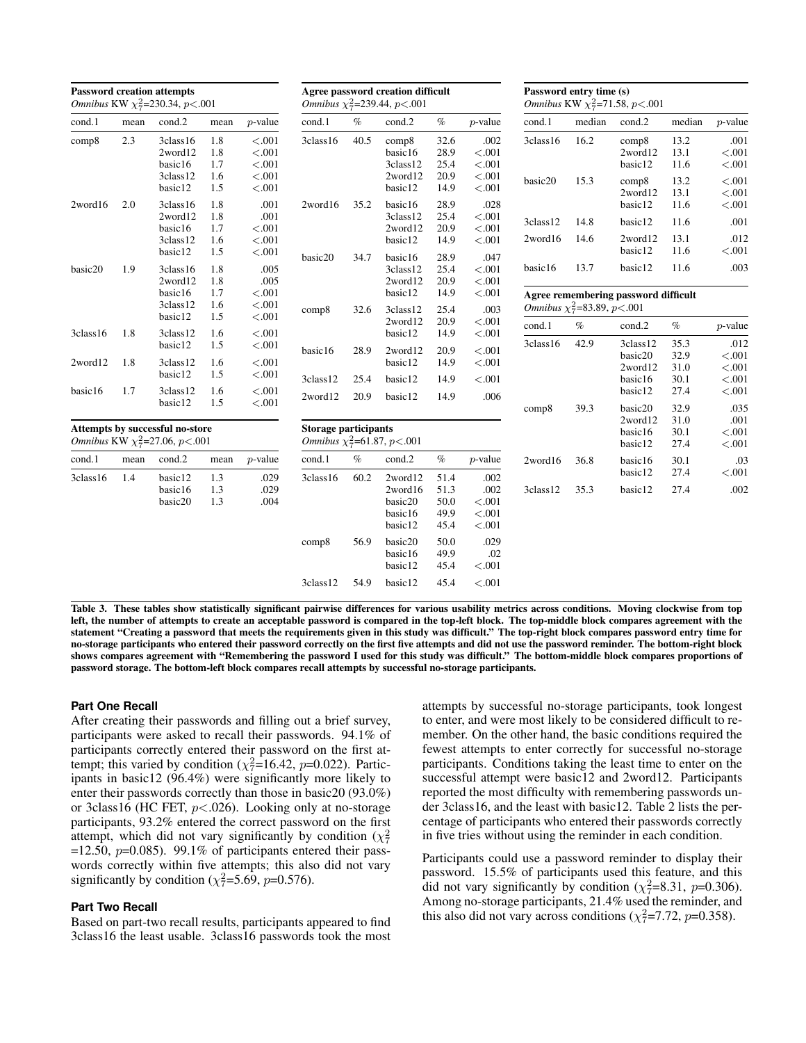**Password creation attempts**
*Omnibus* KW $\chi^2_7$=230.34, $p$<.001

| cond.1 | mean | cond.2 | mean | $p$-value |
|---|---|---|---|---|
| comp8 | 2.3 | 3class16 | 1.8 | <.001 |
| | | 2word12 | 1.8 | <.001 |
| | | basic16 | 1.7 | <.001 |
| | | 3class12 | 1.6 | <.001 |
| | | basic12 | 1.5 | <.001 |
| 2word16 | 2.0 | 3class16 | 1.8 | .001 |
| | | 2word12 | 1.8 | .001 |
| | | basic16 | 1.7 | <.001 |
| | | 3class12 | 1.6 | <.001 |
| | | basic12 | 1.5 | <.001 |
| basic20 | 1.9 | 3class16 | 1.8 | .005 |
| | | 2word12 | 1.8 | .005 |
| | | basic16 | 1.7 | <.001 |
| | | 3class12 | 1.6 | <.001 |
| | | basic12 | 1.5 | <.001 |
| 3class16 | 1.8 | 3class12 | 1.6 | <.001 |
| | | basic12 | 1.5 | <.001 |
| 2word12 | 1.8 | 3class12 | 1.6 | <.001 |
| | | basic12 | 1.5 | <.001 |
| basic16 | 1.7 | 3class12 | 1.6 | <.001 |
| | | basic12 | 1.5 | <.001 |

**Attempts by successful no-store**
*Omnibus* KW $\chi^2_7$=27.06, $p$<.001

| cond.1 | mean | cond.2 | mean | $p$-value |
|---|---|---|---|---|
| 3class16 | 1.4 | basic12 | 1.3 | .029 |
| | | basic16 | 1.3 | .029 |
| | | basic20 | 1.3 | .004 |

**Agree password creation difficult**
*Omnibus* $\chi^2_7$=239.44, $p$<.001

| cond.1 | % | cond.2 | % | $p$-value |
|---|---|---|---|---|
| 3class16 | 40.5 | comp8 | 32.6 | .002 |
| | | basic16 | 28.9 | <.001 |
| | | 3class12 | 25.4 | <.001 |
| | | 2word12 | 20.9 | <.001 |
| | | basic12 | 14.9 | <.001 |
| 2word16 | 35.2 | basic16 | 28.9 | .028 |
| | | 3class12 | 25.4 | <.001 |
| | | 2word12 | 20.9 | <.001 |
| | | basic12 | 14.9 | <.001 |
| basic20 | 34.7 | basic16 | 28.9 | .047 |
| | | 3class12 | 25.4 | <.001 |
| | | 2word12 | 20.9 | <.001 |
| | | basic12 | 14.9 | <.001 |
| comp8 | 32.6 | 3class12 | 25.4 | .003 |
| | | 2word12 | 20.9 | <.001 |
| | | basic12 | 14.9 | <.001 |
| basic16 | 28.9 | 2word12 | 20.9 | <.001 |
| | | basic12 | 14.9 | <.001 |
| 3class12 | 25.4 | basic12 | 14.9 | <.001 |
| 2word12 | 20.9 | basic12 | 14.9 | .006 |

**Storage participants**
*Omnibus* $\chi^2_7$=61.87, $p$<.001

| cond.1 | % | cond.2 | % | $p$-value |
|---|---|---|---|---|
| 3class16 | 60.2 | 2word12 | 51.4 | .002 |
| | | 2word16 | 51.3 | .002 |
| | | basic20 | 50.0 | <.001 |
| | | basic16 | 49.9 | <.001 |
| | | basic12 | 45.4 | <.001 |
| comp8 | 56.9 | basic20 | 50.0 | .029 |
| | | basic16 | 49.9 | .02 |
| | | basic12 | 45.4 | <.001 |
| 3class12 | 54.9 | basic12 | 45.4 | <.001 |

**Password entry time (s)**
*Omnibus* KW $\chi^2_7$=71.58, $p$<.001

| cond.1 | median | cond.2 | median | $p$-value |
|---|---|---|---|---|
| 3class16 | 16.2 | comp8 | 13.2 | .001 |
| | | 2word12 | 13.1 | <.001 |
| | | basic12 | 11.6 | <.001 |
| basic20 | 15.3 | comp8 | 13.2 | <.001 |
| | | 2word12 | 13.1 | <.001 |
| | | basic12 | 11.6 | <.001 |
| 3class12 | 14.8 | basic12 | 11.6 | .001 |
| 2word16 | 14.6 | 2word12 | 13.1 | .012 |
| | | basic12 | 11.6 | <.001 |
| basic16 | 13.7 | basic12 | 11.6 | .003 |

**Agree remembering password difficult**
*Omnibus* $\chi^2_7$=83.89, $p$<.001

| cond.1 | % | cond.2 | % | $p$-value |
|---|---|---|---|---|
| 3class16 | 42.9 | 3class12 | 35.3 | .012 |
| | | basic20 | 32.9 | <.001 |
| | | 2word12 | 31.0 | <.001 |
| | | basic16 | 30.1 | <.001 |
| | | basic12 | 27.4 | <.001 |
| comp8 | 39.3 | basic20 | 32.9 | .035 |
| | | 2word12 | 31.0 | .001 |
| | | basic16 | 30.1 | <.001 |
| | | basic12 | 27.4 | <.001 |
| 2word16 | 36.8 | basic16 | 30.1 | .03 |
| | | basic12 | 27.4 | <.001 |
| 3class12 | 35.3 | basic12 | 27.4 | .002 |

**Table 3. These tables show statistically significant pairwise differences for various usability metrics across conditions. Moving clockwise from top left, the number of attempts to create an acceptable password is compared in the top-left block. The top-middle block compares agreement with the statement "Creating a password that meets the requirements given in this study was difficult." The top-right block compares password entry time for no-storage participants who entered their password correctly on the first five attempts and did not use the password reminder. The bottom-right block shows compares agreement with "Remembering the password I used for this study was difficult." The bottom-middle block compares proportions of password storage. The bottom-left block compares recall attempts by successful no-storage participants.**

### Part One Recall

After creating their passwords and filling out a brief survey, participants were asked to recall their passwords. 94.1% of participants correctly entered their password on the first attempt; this varied by condition ($\chi^2_7$=16.42, $p$=0.022). Participants in basic12 (96.4%) were significantly more likely to enter their passwords correctly than those in basic20 (93.0%) or 3class16 (HC FET, $p$<.026). Looking only at no-storage participants, 93.2% entered the correct password on the first attempt, which did not vary significantly by condition ($\chi^2_7$ =12.50, $p$=0.085). 99.1% of participants entered their passwords correctly within five attempts; this also did not vary significantly by condition ($\chi^2_7$=5.69, $p$=0.576).

### Part Two Recall

Based on part-two recall results, participants appeared to find 3class16 the least usable. 3class16 passwords took the most attempts by successful no-storage participants, took longest to enter, and were most likely to be considered difficult to remember. On the other hand, the basic conditions required the fewest attempts to enter correctly for successful no-storage participants. Conditions taking the least time to enter on the successful attempt were basic12 and 2word12. Participants reported the most difficulty with remembering passwords under 3class16, and the least with basic12. Table 2 lists the percentage of participants who entered their passwords correctly in five tries without using the reminder in each condition.

Participants could use a password reminder to display their password. 15.5% of participants used this feature, and this did not vary significantly by condition ($\chi^2_7$=8.31, $p$=0.306). Among no-storage participants, 21.4% used the reminder, and this also did not vary across conditions ($\chi^2_7$=7.72, $p$=0.358).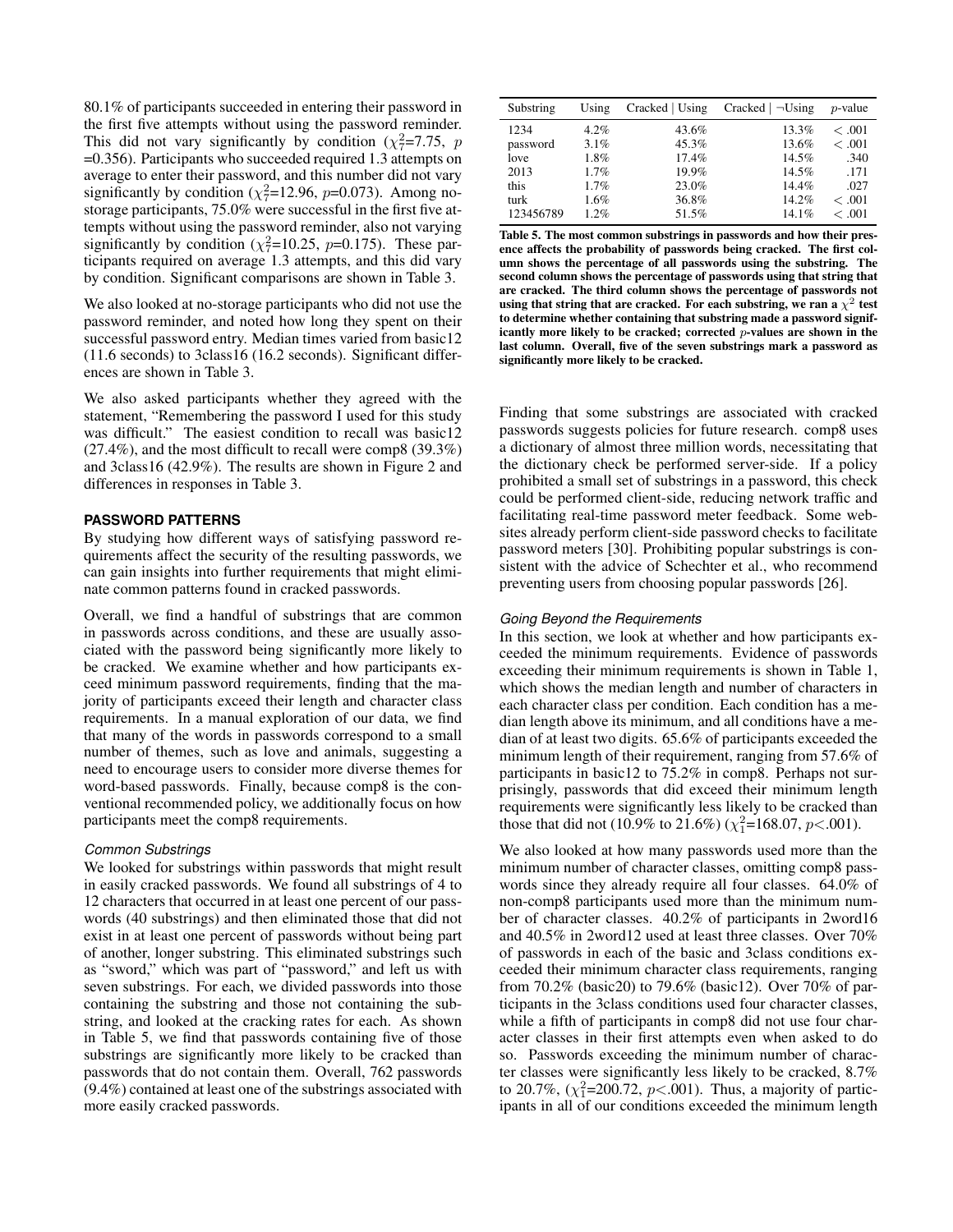80.1% of participants succeeded in entering their password in the first five attempts without using the password reminder. This did not vary significantly by condition ($\chi^2_7$=7.75, $p$ =0.356). Participants who succeeded required 1.3 attempts on average to enter their password, and this number did not vary significantly by condition ($\chi^2_7$=12.96, $p$=0.073). Among no-storage participants, 75.0% were successful in the first five attempts without using the password reminder, also not varying significantly by condition ($\chi^2_7$=10.25, $p$=0.175). These participants required on average 1.3 attempts, and this did vary by condition. Significant comparisons are shown in Table 3.

We also looked at no-storage participants who did not use the password reminder, and noted how long they spent on their successful password entry. Median times varied from basic12 (11.6 seconds) to 3class16 (16.2 seconds). Significant differences are shown in Table 3.

We also asked participants whether they agreed with the statement, "Remembering the password I used for this study was difficult." The easiest condition to recall was basic12 (27.4%), and the most difficult to recall were comp8 (39.3%) and 3class16 (42.9%). The results are shown in Figure 2 and differences in responses in Table 3.

## PASSWORD PATTERNS

By studying how different ways of satisfying password requirements affect the security of the resulting passwords, we can gain insights into further requirements that might eliminate common patterns found in cracked passwords.

Overall, we find a handful of substrings that are common in passwords across conditions, and these are usually associated with the password being significantly more likely to be cracked. We examine whether and how participants exceed minimum password requirements, finding that the majority of participants exceed their length and character class requirements. In a manual exploration of our data, we find that many of the words in passwords correspond to a small number of themes, such as love and animals, suggesting a need to encourage users to consider more diverse themes for word-based passwords. Finally, because comp8 is the conventional recommended policy, we additionally focus on how participants meet the comp8 requirements.

### *Common Substrings*

We looked for substrings within passwords that might result in easily cracked passwords. We found all substrings of 4 to 12 characters that occurred in at least one percent of our passwords (40 substrings) and then eliminated those that did not exist in at least one percent of passwords without being part of another, longer substring. This eliminated substrings such as "sword," which was part of "password," and left us with seven substrings. For each, we divided passwords into those containing the substring and those not containing the substring, and looked at the cracking rates for each. As shown in Table 5, we find that passwords containing five of those substrings are significantly more likely to be cracked than passwords that do not contain them. Overall, 762 passwords (9.4%) contained at least one of the substrings associated with more easily cracked passwords.

| Substring | Using | Cracked \| Using | Cracked \| ¬Using | $p$-value |
|---|---|---|---|---|
| 1234 | 4.2% | 43.6% | 13.3% | $<.001$ |
| password | 3.1% | 45.3% | 13.6% | $<.001$ |
| love | 1.8% | 17.4% | 14.5% | .340 |
| 2013 | 1.7% | 19.9% | 14.5% | .171 |
| this | 1.7% | 23.0% | 14.4% | .027 |
| turk | 1.6% | 36.8% | 14.2% | $<.001$ |
| 123456789 | 1.2% | 51.5% | 14.1% | $<.001$ |

**Table 5. The most common substrings in passwords and how their presence affects the probability of passwords being cracked. The first column shows the percentage of all passwords using the substring. The second column shows the percentage of passwords using that string that are cracked. The third column shows the percentage of passwords not using that string that are cracked. For each substring, we ran a $\chi^2$ test to determine whether containing that substring made a password significantly more likely to be cracked; corrected $p$-values are shown in the last column. Overall, five of the seven substrings mark a password as significantly more likely to be cracked.**

Finding that some substrings are associated with cracked passwords suggests policies for future research. comp8 uses a dictionary of almost three million words, necessitating that the dictionary check be performed server-side. If a policy prohibited a small set of substrings in a password, this check could be performed client-side, reducing network traffic and facilitating real-time password meter feedback. Some websites already perform client-side password checks to facilitate password meters [30]. Prohibiting popular substrings is consistent with the advice of Schechter et al., who recommend preventing users from choosing popular passwords [26].

### *Going Beyond the Requirements*

In this section, we look at whether and how participants exceeded the minimum requirements. Evidence of passwords exceeding their minimum requirements is shown in Table 1, which shows the median length and number of characters in each character class per condition. Each condition has a median length above its minimum, and all conditions have a median of at least two digits. 65.6% of participants exceeded the minimum length of their requirement, ranging from 57.6% of participants in basic12 to 75.2% in comp8. Perhaps not surprisingly, passwords that did exceed their minimum length requirements were significantly less likely to be cracked than those that did not (10.9% to 21.6%) ($\chi^2_1$=168.07, $p$<.001).

We also looked at how many passwords used more than the minimum number of character classes, omitting comp8 passwords since they already require all four classes. 64.0% of non-comp8 participants used more than the minimum number of character classes. 40.2% of participants in 2word16 and 40.5% in 2word12 used at least three classes. Over 70% of passwords in each of the basic and 3class conditions exceeded their minimum character class requirements, ranging from 70.2% (basic20) to 79.6% (basic12). Over 70% of participants in the 3class conditions used four character classes, while a fifth of participants in comp8 did not use four character classes in their first attempts even when asked to do so. Passwords exceeding the minimum number of character classes were significantly less likely to be cracked, 8.7% to 20.7%, ($\chi^2_1$=200.72, $p$<.001). Thus, a majority of participants in all of our conditions exceeded the minimum length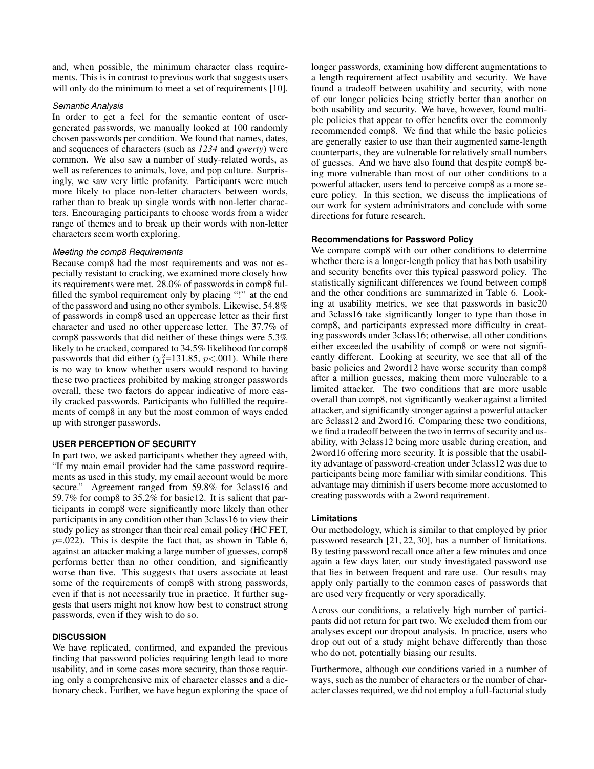and, when possible, the minimum character class requirements. This is in contrast to previous work that suggests users will only do the minimum to meet a set of requirements [10].

#### *Semantic Analysis*

In order to get a feel for the semantic content of user-generated passwords, we manually looked at 100 randomly chosen passwords per condition. We found that names, dates, and sequences of characters (such as *1234* and *qwerty*) were common. We also saw a number of study-related words, as well as references to animals, love, and pop culture. Surprisingly, we saw very little profanity. Participants were much more likely to place non-letter characters between words, rather than to break up single words with non-letter characters. Encouraging participants to choose words from a wider range of themes and to break up their words with non-letter characters seem worth exploring.

#### *Meeting the comp8 Requirements*

Because comp8 had the most requirements and was not especially resistant to cracking, we examined more closely how its requirements were met. 28.0% of passwords in comp8 fulfilled the symbol requirement only by placing "!" at the end of the password and using no other symbols. Likewise, 54.8% of passwords in comp8 used an uppercase letter as their first character and used no other uppercase letter. The 37.7% of comp8 passwords that did neither of these things were 5.3% likely to be cracked, compared to 34.5% likelihood for comp8 passwords that did either ($\chi^2_1$=131.85, $p$<.001). While there is no way to know whether users would respond to having these two practices prohibited by making stronger passwords overall, these two factors do appear indicative of more easily cracked passwords. Participants who fulfilled the requirements of comp8 in any but the most common of ways ended up with stronger passwords.

## USER PERCEPTION OF SECURITY

In part two, we asked participants whether they agreed with, "If my main email provider had the same password requirements as used in this study, my email account would be more secure." Agreement ranged from 59.8% for 3class16 and 59.7% for comp8 to 35.2% for basic12. It is salient that participants in comp8 were significantly more likely than other participants in any condition other than 3class16 to view their study policy as stronger than their real email policy (HC FET, $p$=.022). This is despite the fact that, as shown in Table 6, against an attacker making a large number of guesses, comp8 performs better than no other condition, and significantly worse than five. This suggests that users associate at least some of the requirements of comp8 with strong passwords, even if that is not necessarily true in practice. It further suggests that users might not know how best to construct strong passwords, even if they wish to do so.

## DISCUSSION

We have replicated, confirmed, and expanded the previous finding that password policies requiring length lead to more usability, and in some cases more security, than those requiring only a comprehensive mix of character classes and a dictionary check. Further, we have begun exploring the space of longer passwords, examining how different augmentations to a length requirement affect usability and security. We have found a tradeoff between usability and security, with none of our longer policies being strictly better than another on both usability and security. We have, however, found multiple policies that appear to offer benefits over the commonly recommended comp8. We find that while the basic policies are generally easier to use than their augmented same-length counterparts, they are vulnerable for relatively small numbers of guesses. And we have also found that despite comp8 being more vulnerable than most of our other conditions to a powerful attacker, users tend to perceive comp8 as a more secure policy. In this section, we discuss the implications of our work for system administrators and conclude with some directions for future research.

### Recommendations for Password Policy

We compare comp8 with our other conditions to determine whether there is a longer-length policy that has both usability and security benefits over this typical password policy. The statistically significant differences we found between comp8 and the other conditions are summarized in Table 6. Looking at usability metrics, we see that passwords in basic20 and 3class16 take significantly longer to type than those in comp8, and participants expressed more difficulty in creating passwords under 3class16; otherwise, all other conditions either exceeded the usability of comp8 or were not significantly different. Looking at security, we see that all of the basic policies and 2word12 have worse security than comp8 after a million guesses, making them more vulnerable to a limited attacker. The two conditions that are more usable overall than comp8, not significantly weaker against a limited attacker, and significantly stronger against a powerful attacker are 3class12 and 2word16. Comparing these two conditions, we find a tradeoff between the two in terms of security and usability, with 3class12 being more usable during creation, and 2word16 offering more security. It is possible that the usability advantage of password-creation under 3class12 was due to participants being more familiar with similar conditions. This advantage may diminish if users become more accustomed to creating passwords with a 2word requirement.

### Limitations

Our methodology, which is similar to that employed by prior password research [21, 22, 30], has a number of limitations. By testing password recall once after a few minutes and once again a few days later, our study investigated password use that lies in between frequent and rare use. Our results may apply only partially to the common cases of passwords that are used very frequently or very sporadically.

Across our conditions, a relatively high number of participants did not return for part two. We excluded them from our analyses except our dropout analysis. In practice, users who drop out of a study might behave differently than those who do not, potentially biasing our results.

Furthermore, although our conditions varied in a number of ways, such as the number of characters or the number of character classes required, we did not employ a full-factorial study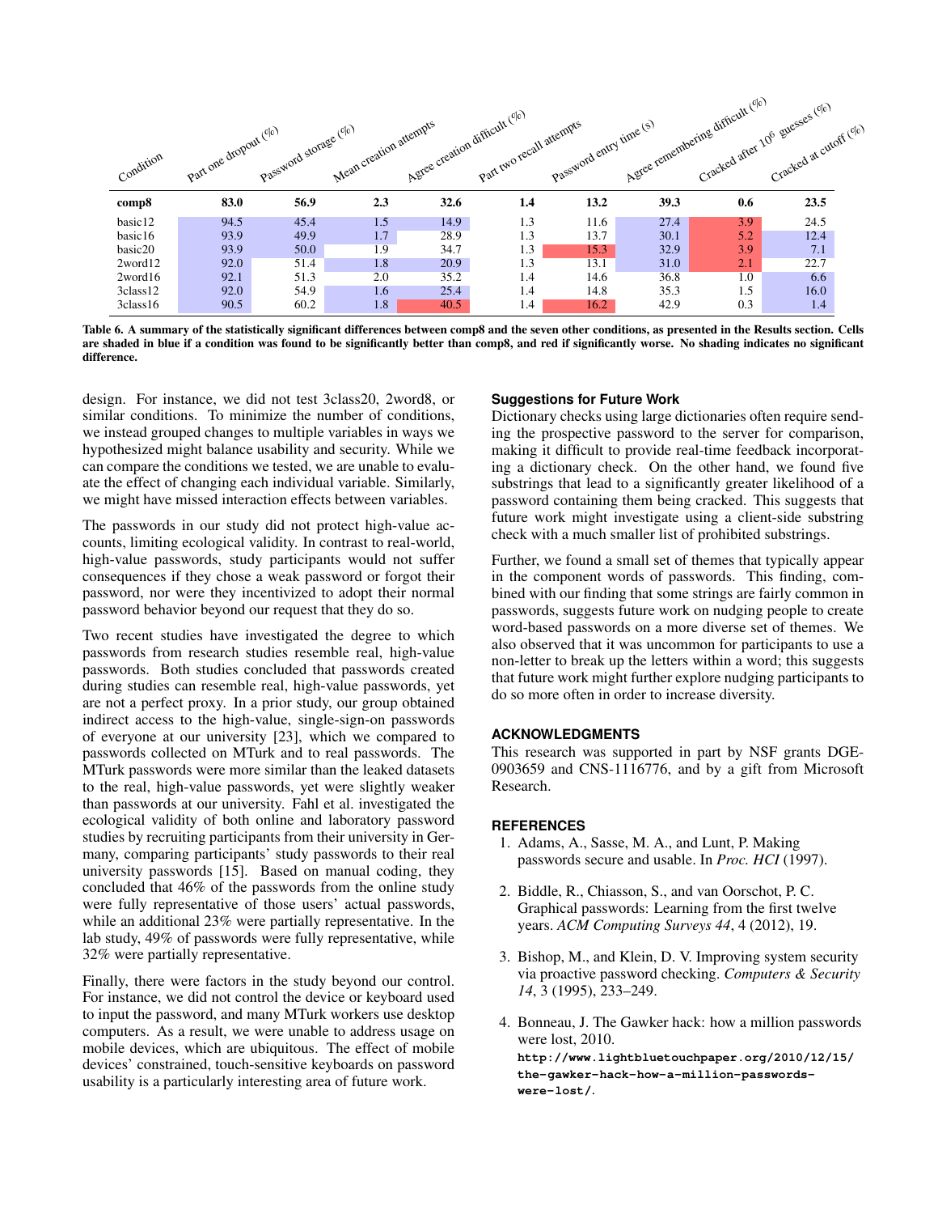| Condition | Part one dropout (%) | Password storage (%) | Mean creation attempts | Agree creation difficult (%) | Part two recall attempts | Password entry time (s) | Agree remembering difficult (%) | Cracked after $10^6$ guesses (%) | Cracked at cutoff (%) |
|---|---|---|---|---|---|---|---|---|---|
| **comp8** | **83.0** | **56.9** | **2.3** | **32.6** | **1.4** | **13.2** | **39.3** | **0.6** | **23.5** |
| basic12 | 94.5 | 45.4 | 1.5 | 14.9 | 1.3 | 11.6 | 27.4 | 3.9 | 24.5 |
| basic16 | 93.9 | 49.9 | 1.7 | 28.9 | 1.3 | 13.7 | 30.1 | 5.2 | 12.4 |
| basic20 | 93.9 | 50.0 | 1.9 | 34.7 | 1.3 | 15.3 | 32.9 | 3.9 | 7.1 |
| 2word12 | 92.0 | 51.4 | 1.8 | 20.9 | 1.3 | 13.1 | 31.0 | 2.1 | 22.7 |
| 2word16 | 92.1 | 51.3 | 2.0 | 35.2 | 1.4 | 14.6 | 36.8 | 1.0 | 6.6 |
| 3class12 | 92.0 | 54.9 | 1.6 | 25.4 | 1.4 | 14.8 | 35.3 | 1.5 | 16.0 |
| 3class16 | 90.5 | 60.2 | 1.8 | 40.5 | 1.4 | 16.2 | 42.9 | 0.3 | 1.4 |

**Table 6. A summary of the statistically significant differences between comp8 and the seven other conditions, as presented in the Results section. Cells are shaded in blue if a condition was found to be significantly better than comp8, and red if significantly worse. No shading indicates no significant difference.**

design. For instance, we did not test 3class20, 2word8, or similar conditions. To minimize the number of conditions, we instead grouped changes to multiple variables in ways we hypothesized might balance usability and security. While we can compare the conditions we tested, we are unable to evaluate the effect of changing each individual variable. Similarly, we might have missed interaction effects between variables.

The passwords in our study did not protect high-value accounts, limiting ecological validity. In contrast to real-world, high-value passwords, study participants would not suffer consequences if they chose a weak password or forgot their password, nor were they incentivized to adopt their normal password behavior beyond our request that they do so.

Two recent studies have investigated the degree to which passwords from research studies resemble real, high-value passwords. Both studies concluded that passwords created during studies can resemble real, high-value passwords, yet are not a perfect proxy. In a prior study, our group obtained indirect access to the high-value, single-sign-on passwords of everyone at our university [23], which we compared to passwords collected on MTurk and to real passwords. The MTurk passwords were more similar than the leaked datasets to the real, high-value passwords, yet were slightly weaker than passwords at our university. Fahl et al. investigated the ecological validity of both online and laboratory password studies by recruiting participants from their university in Germany, comparing participants' study passwords to their real university passwords [15]. Based on manual coding, they concluded that 46% of the passwords from the online study were fully representative of those users' actual passwords, while an additional 23% were partially representative. In the lab study, 49% of passwords were fully representative, while 32% were partially representative.

Finally, there were factors in the study beyond our control. For instance, we did not control the device or keyboard used to input the password, and many MTurk workers use desktop computers. As a result, we were unable to address usage on mobile devices, which are ubiquitous. The effect of mobile devices' constrained, touch-sensitive keyboards on password usability is a particularly interesting area of future work.

### Suggestions for Future Work

Dictionary checks using large dictionaries often require sending the prospective password to the server for comparison, making it difficult to provide real-time feedback incorporating a dictionary check. On the other hand, we found five substrings that lead to a significantly greater likelihood of a password containing them being cracked. This suggests that future work might investigate using a client-side substring check with a much smaller list of prohibited substrings.

Further, we found a small set of themes that typically appear in the component words of passwords. This finding, combined with our finding that some strings are fairly common in passwords, suggests future work on nudging people to create word-based passwords on a more diverse set of themes. We also observed that it was uncommon for participants to use a non-letter to break up the letters within a word; this suggests that future work might further explore nudging participants to do so more often in order to increase diversity.

## ACKNOWLEDGMENTS

This research was supported in part by NSF grants DGE-0903659 and CNS-1116776, and by a gift from Microsoft Research.

## REFERENCES

1. Adams, A., Sasse, M. A., and Lunt, P. Making passwords secure and usable. In *Proc. HCI* (1997).
2. Biddle, R., Chiasson, S., and van Oorschot, P. C. Graphical passwords: Learning from the first twelve years. *ACM Computing Surveys 44*, 4 (2012), 19.
3. Bishop, M., and Klein, D. V. Improving system security via proactive password checking. *Computers & Security 14*, 3 (1995), 233–249.
4. Bonneau, J. The Gawker hack: how a million passwords were lost, 2010. **http://www.lightbluetouchpaper.org/2010/12/15/the-gawker-hack-how-a-million-passwords-were-lost/**.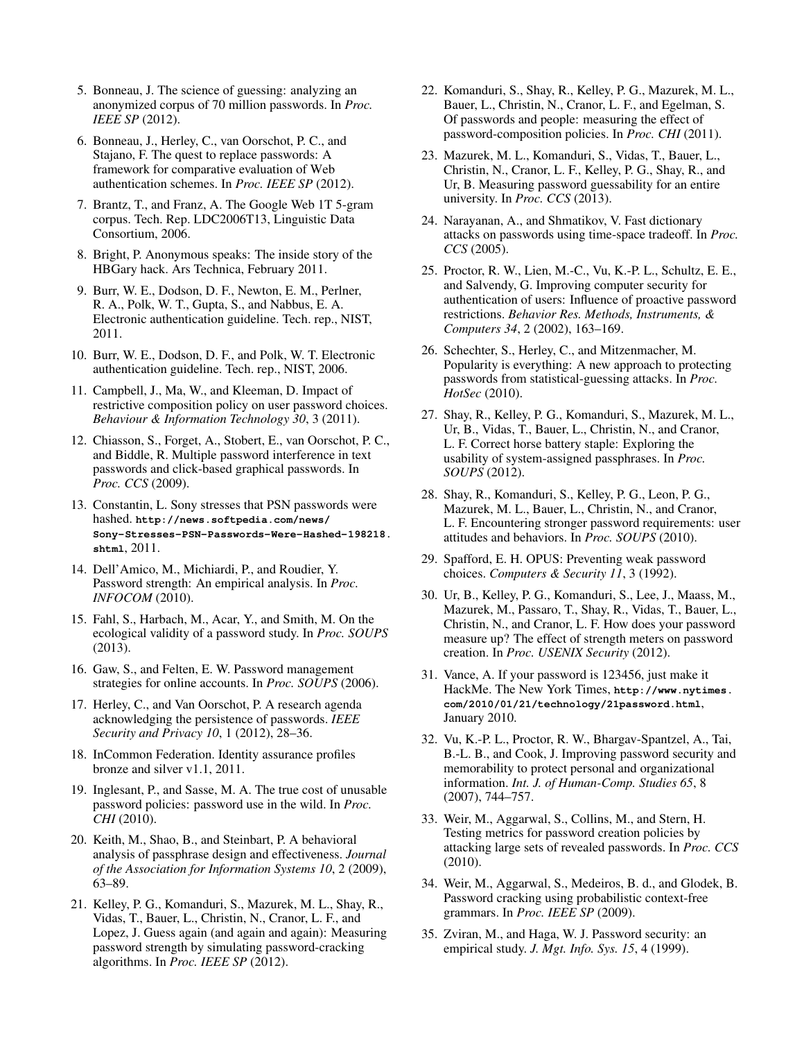5. Bonneau, J. The science of guessing: analyzing an anonymized corpus of 70 million passwords. In *Proc. IEEE SP* (2012).

6. Bonneau, J., Herley, C., van Oorschot, P. C., and Stajano, F. The quest to replace passwords: A framework for comparative evaluation of Web authentication schemes. In *Proc. IEEE SP* (2012).

7. Brantz, T., and Franz, A. The Google Web 1T 5-gram corpus. Tech. Rep. LDC2006T13, Linguistic Data Consortium, 2006.

8. Bright, P. Anonymous speaks: The inside story of the HBGary hack. Ars Technica, February 2011.

9. Burr, W. E., Dodson, D. F., Newton, E. M., Perlner, R. A., Polk, W. T., Gupta, S., and Nabbus, E. A. Electronic authentication guideline. Tech. rep., NIST, 2011.

10. Burr, W. E., Dodson, D. F., and Polk, W. T. Electronic authentication guideline. Tech. rep., NIST, 2006.

11. Campbell, J., Ma, W., and Kleeman, D. Impact of restrictive composition policy on user password choices. *Behaviour & Information Technology 30*, 3 (2011).

12. Chiasson, S., Forget, A., Stobert, E., van Oorschot, P. C., and Biddle, R. Multiple password interference in text passwords and click-based graphical passwords. In *Proc. CCS* (2009).

13. Constantin, L. Sony stresses that PSN passwords were hashed. `http://news.softpedia.com/news/Sony-Stresses-PSN-Passwords-Were-Hashed-198218.shtml`, 2011.

14. Dell'Amico, M., Michiardi, P., and Roudier, Y. Password strength: An empirical analysis. In *Proc. INFOCOM* (2010).

15. Fahl, S., Harbach, M., Acar, Y., and Smith, M. On the ecological validity of a password study. In *Proc. SOUPS* (2013).

16. Gaw, S., and Felten, E. W. Password management strategies for online accounts. In *Proc. SOUPS* (2006).

17. Herley, C., and Van Oorschot, P. A research agenda acknowledging the persistence of passwords. *IEEE Security and Privacy 10*, 1 (2012), 28–36.

18. InCommon Federation. Identity assurance profiles bronze and silver v1.1, 2011.

19. Inglesant, P., and Sasse, M. A. The true cost of unusable password policies: password use in the wild. In *Proc. CHI* (2010).

20. Keith, M., Shao, B., and Steinbart, P. A behavioral analysis of passphrase design and effectiveness. *Journal of the Association for Information Systems 10*, 2 (2009), 63–89.

21. Kelley, P. G., Komanduri, S., Mazurek, M. L., Shay, R., Vidas, T., Bauer, L., Christin, N., Cranor, L. F., and Lopez, J. Guess again (and again and again): Measuring password strength by simulating password-cracking algorithms. In *Proc. IEEE SP* (2012).

22. Komanduri, S., Shay, R., Kelley, P. G., Mazurek, M. L., Bauer, L., Christin, N., Cranor, L. F., and Egelman, S. Of passwords and people: measuring the effect of password-composition policies. In *Proc. CHI* (2011).

23. Mazurek, M. L., Komanduri, S., Vidas, T., Bauer, L., Christin, N., Cranor, L. F., Kelley, P. G., Shay, R., and Ur, B. Measuring password guessability for an entire university. In *Proc. CCS* (2013).

24. Narayanan, A., and Shmatikov, V. Fast dictionary attacks on passwords using time-space tradeoff. In *Proc. CCS* (2005).

25. Proctor, R. W., Lien, M.-C., Vu, K.-P. L., Schultz, E. E., and Salvendy, G. Improving computer security for authentication of users: Influence of proactive password restrictions. *Behavior Res. Methods, Instruments, & Computers 34*, 2 (2002), 163–169.

26. Schechter, S., Herley, C., and Mitzenmacher, M. Popularity is everything: A new approach to protecting passwords from statistical-guessing attacks. In *Proc. HotSec* (2010).

27. Shay, R., Kelley, P. G., Komanduri, S., Mazurek, M. L., Ur, B., Vidas, T., Bauer, L., Christin, N., and Cranor, L. F. Correct horse battery staple: Exploring the usability of system-assigned passphrases. In *Proc. SOUPS* (2012).

28. Shay, R., Komanduri, S., Kelley, P. G., Leon, P. G., Mazurek, M. L., Bauer, L., Christin, N., and Cranor, L. F. Encountering stronger password requirements: user attitudes and behaviors. In *Proc. SOUPS* (2010).

29. Spafford, E. H. OPUS: Preventing weak password choices. *Computers & Security 11*, 3 (1992).

30. Ur, B., Kelley, P. G., Komanduri, S., Lee, J., Maass, M., Mazurek, M., Passaro, T., Shay, R., Vidas, T., Bauer, L., Christin, N., and Cranor, L. F. How does your password measure up? The effect of strength meters on password creation. In *Proc. USENIX Security* (2012).

31. Vance, A. If your password is 123456, just make it HackMe. The New York Times, `http://www.nytimes.com/2010/01/21/technology/21password.html`, January 2010.

32. Vu, K.-P. L., Proctor, R. W., Bhargav-Spantzel, A., Tai, B.-L. B., and Cook, J. Improving password security and memorability to protect personal and organizational information. *Int. J. of Human-Comp. Studies 65*, 8 (2007), 744–757.

33. Weir, M., Aggarwal, S., Collins, M., and Stern, H. Testing metrics for password creation policies by attacking large sets of revealed passwords. In *Proc. CCS* (2010).

34. Weir, M., Aggarwal, S., Medeiros, B. d., and Glodek, B. Password cracking using probabilistic context-free grammars. In *Proc. IEEE SP* (2009).

35. Zviran, M., and Haga, W. J. Password security: an empirical study. *J. Mgt. Info. Sys. 15*, 4 (1999).